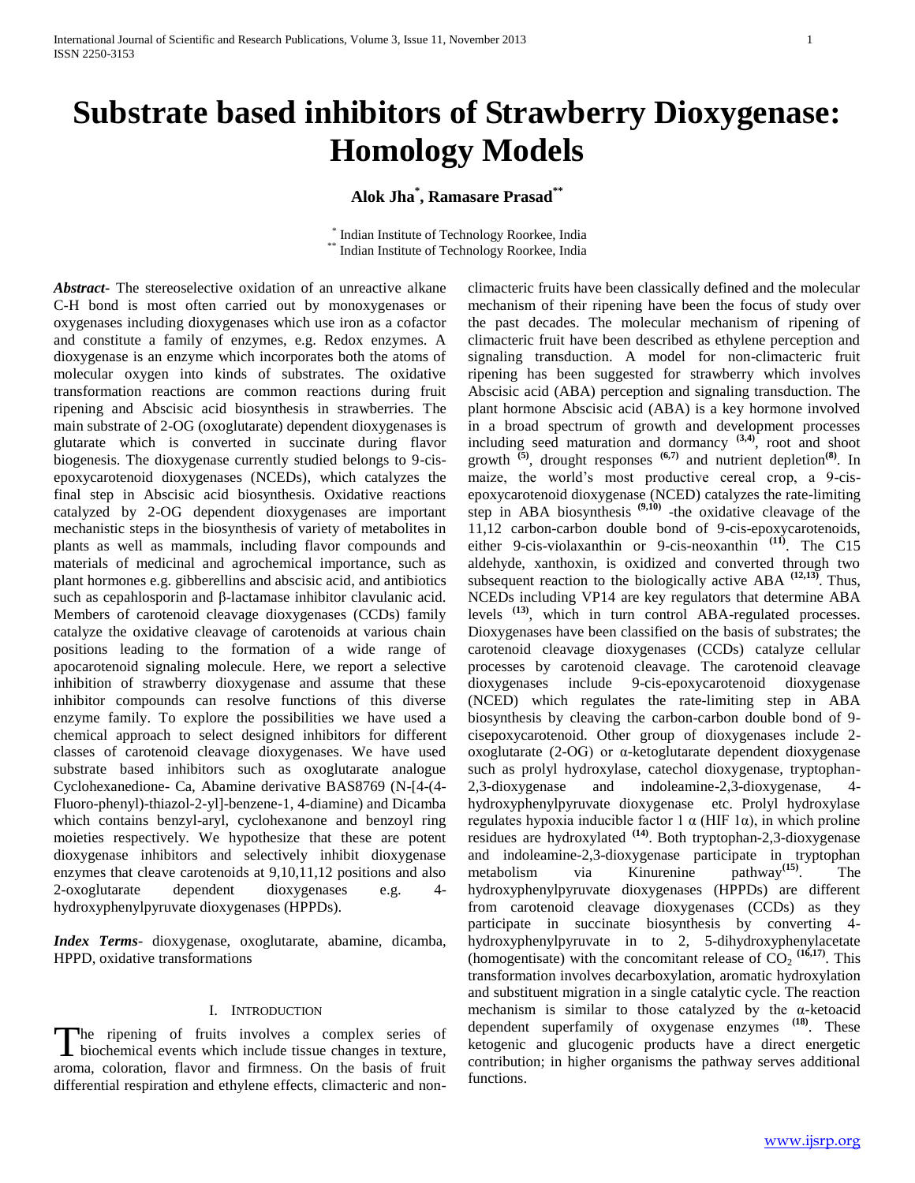# Substrate based inhibitors of Strawberry Dioxygenase: Homology Models

**Alok Jha[*], Ramasare Prasad[**]**

[*] Indian Institute of Technology Roorkee, India
[**] Indian Institute of Technology Roorkee, India

***Abstract-*** The stereoselective oxidation of an unreactive alkane C-H bond is most often carried out by monoxygenases or oxygenases including dioxygenases which use iron as a cofactor and constitute a family of enzymes, e.g. Redox enzymes. A dioxygenase is an enzyme which incorporates both the atoms of molecular oxygen into kinds of substrates. The oxidative transformation reactions are common reactions during fruit ripening and Abscisic acid biosynthesis in strawberries. The main substrate of 2-OG (oxoglutarate) dependent dioxygenases is glutarate which is converted in succinate during flavor biogenesis. The dioxygenase currently studied belongs to 9-cis-epoxycarotenoid dioxygenases (NCEDs), which catalyzes the final step in Abscisic acid biosynthesis. Oxidative reactions catalyzed by 2-OG dependent dioxygenases are important mechanistic steps in the biosynthesis of variety of metabolites in plants as well as mammals, including flavor compounds and materials of medicinal and agrochemical importance, such as plant hormones e.g. gibberellins and abscisic acid, and antibiotics such as cepahlosporin and β-lactamase inhibitor clavulanic acid. Members of carotenoid cleavage dioxygenases (CCDs) family catalyze the oxidative cleavage of carotenoids at various chain positions leading to the formation of a wide range of apocarotenoid signaling molecule. Here, we report a selective inhibition of strawberry dioxygenase and assume that these inhibitor compounds can resolve functions of this diverse enzyme family. To explore the possibilities we have used a chemical approach to select designed inhibitors for different classes of carotenoid cleavage dioxygenases. We have used substrate based inhibitors such as oxoglutarate analogue Cyclohexanedione- Ca, Abamine derivative BAS8769 (N-[4-(4-Fluoro-phenyl)-thiazol-2-yl]-benzene-1, 4-diamine) and Dicamba which contains benzyl-aryl, cyclohexanone and benzoyl ring moieties respectively. We hypothesize that these are potent dioxygenase inhibitors and selectively inhibit dioxygenase enzymes that cleave carotenoids at 9,10,11,12 positions and also 2-oxoglutarate dependent dioxygenases e.g. 4-hydroxyphenylpyruvate dioxygenases (HPPDs).

***Index Terms-*** dioxygenase, oxoglutarate, abamine, dicamba, HPPD, oxidative transformations

## I. Introduction

The ripening of fruits involves a complex series of biochemical events which include tissue changes in texture, aroma, coloration, flavor and firmness. On the basis of fruit differential respiration and ethylene effects, climacteric and non-climacteric fruits have been classically defined and the molecular mechanism of their ripening have been the focus of study over the past decades. The molecular mechanism of ripening of climacteric fruit have been described as ethylene perception and signaling transduction. A model for non-climacteric fruit ripening has been suggested for strawberry which involves Abscisic acid (ABA) perception and signaling transduction. The plant hormone Abscisic acid (ABA) is a key hormone involved in a broad spectrum of growth and development processes including seed maturation and dormancy [3,4], root and shoot growth [5], drought responses [6,7] and nutrient depletion[8]. In maize, the world's most productive cereal crop, a 9-cis-epoxycarotenoid dioxygenase (NCED) catalyzes the rate-limiting step in ABA biosynthesis [9,10] -the oxidative cleavage of the 11,12 carbon-carbon double bond of 9-cis-epoxycarotenoids, either 9-cis-violaxanthin or 9-cis-neoxanthin [11]. The C15 aldehyde, xanthoxin, is oxidized and converted through two subsequent reaction to the biologically active ABA [12,13]. Thus, NCEDs including VP14 are key regulators that determine ABA levels [13], which in turn control ABA-regulated processes. Dioxygenases have been classified on the basis of substrates; the carotenoid cleavage dioxygenases (CCDs) catalyze cellular processes by carotenoid cleavage. The carotenoid cleavage dioxygenases include 9-cis-epoxycarotenoid dioxygenase (NCED) which regulates the rate-limiting step in ABA biosynthesis by cleaving the carbon-carbon double bond of 9-cisepoxycarotenoid. Other group of dioxygenases include 2-oxoglutarate (2-OG) or α-ketoglutarate dependent dioxygenase such as prolyl hydroxylase, catechol dioxygenase, tryptophan-2,3-dioxygenase and indoleamine-2,3-dioxygenase, 4-hydroxyphenylpyruvate dioxygenase etc. Prolyl hydroxylase regulates hypoxia inducible factor 1 α (HIF 1α), in which proline residues are hydroxylated [14]. Both tryptophan-2,3-dioxygenase and indoleamine-2,3-dioxygenase participate in tryptophan metabolism via Kinurenine pathway[15]. The hydroxyphenylpyruvate dioxygenases (HPPDs) are different from carotenoid cleavage dioxygenases (CCDs) as they participate in succinate biosynthesis by converting 4-hydroxyphenylpyruvate in to 2, 5-dihydroxyphenylacetate (homogentisate) with the concomitant release of $CO_2$ [16,17]. This transformation involves decarboxylation, aromatic hydroxylation and substituent migration in a single catalytic cycle. The reaction mechanism is similar to those catalyzed by the α-ketoacid dependent superfamily of oxygenase enzymes [18]. These ketogenic and glucogenic products have a direct energetic contribution; in higher organisms the pathway serves additional functions.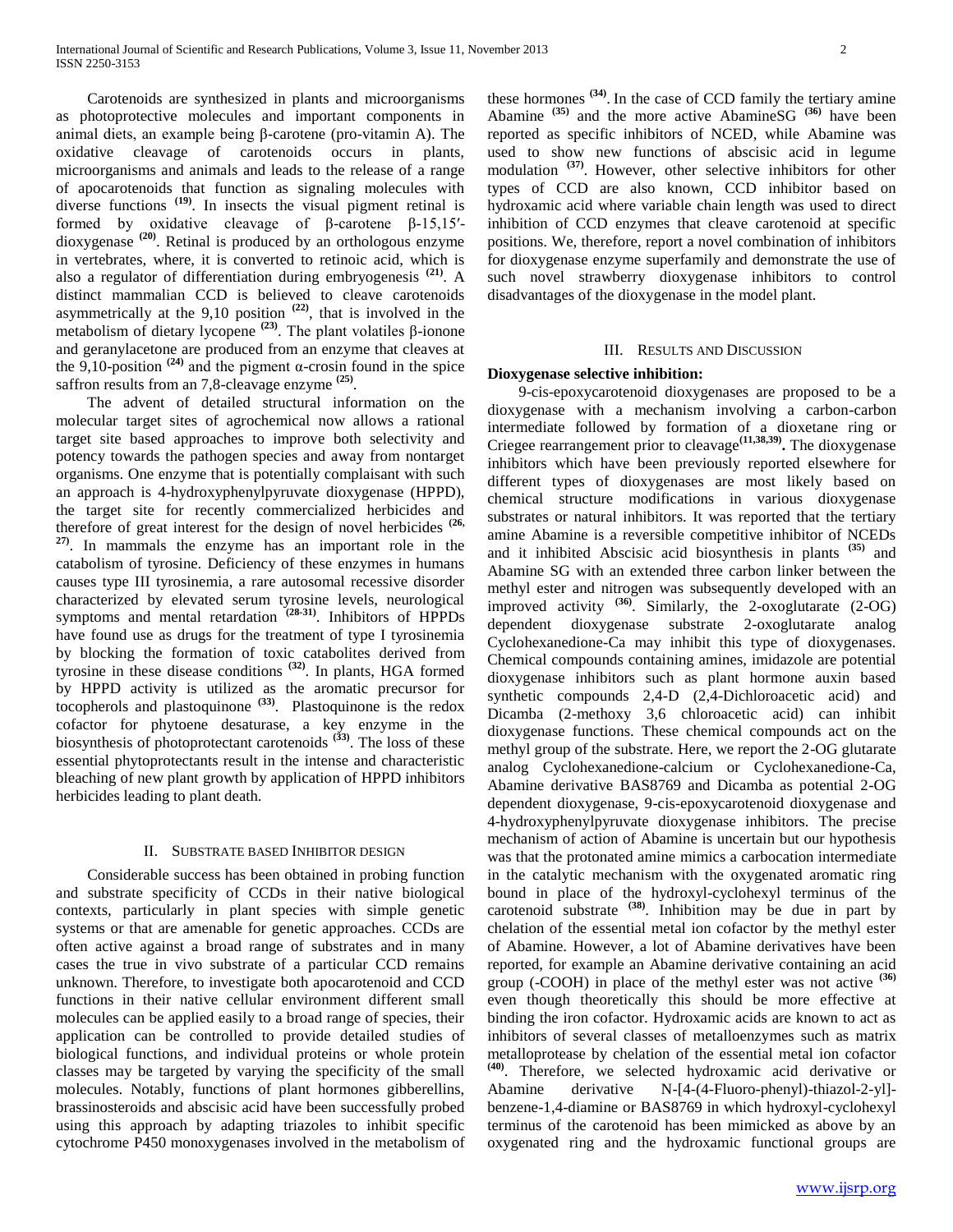Carotenoids are synthesized in plants and microorganisms as photoprotective molecules and important components in animal diets, an example being β-carotene (pro-vitamin A). The oxidative cleavage of carotenoids occurs in plants, microorganisms and animals and leads to the release of a range of apocarotenoids that function as signaling molecules with diverse functions [(19)]. In insects the visual pigment retinal is formed by oxidative cleavage of β-carotene β-15,15′-dioxygenase [(20)]. Retinal is produced by an orthologous enzyme in vertebrates, where, it is converted to retinoic acid, which is also a regulator of differentiation during embryogenesis [(21)]. A distinct mammalian CCD is believed to cleave carotenoids asymmetrically at the 9,10 position [(22)], that is involved in the metabolism of dietary lycopene [(23)]. The plant volatiles β-ionone and geranylacetone are produced from an enzyme that cleaves at the 9,10-position [(24)] and the pigment α-crosin found in the spice saffron results from an 7,8-cleavage enzyme [(25)].

The advent of detailed structural information on the molecular target sites of agrochemical now allows a rational target site based approaches to improve both selectivity and potency towards the pathogen species and away from nontarget organisms. One enzyme that is potentially complaisant with such an approach is 4-hydroxyphenylpyruvate dioxygenase (HPPD), the target site for recently commercialized herbicides and therefore of great interest for the design of novel herbicides [(26, 27)]. In mammals the enzyme has an important role in the catabolism of tyrosine. Deficiency of these enzymes in humans causes type III tyrosinemia, a rare autosomal recessive disorder characterized by elevated serum tyrosine levels, neurological symptoms and mental retardation [(28-31)]. Inhibitors of HPPDs have found use as drugs for the treatment of type I tyrosinemia by blocking the formation of toxic catabolites derived from tyrosine in these disease conditions [(32)]. In plants, HGA formed by HPPD activity is utilized as the aromatic precursor for tocopherols and plastoquinone [(33)]. Plastoquinone is the redox cofactor for phytoene desaturase, a key enzyme in the biosynthesis of photoprotectant carotenoids [(33)]. The loss of these essential phytoprotectants result in the intense and characteristic bleaching of new plant growth by application of HPPD inhibitors herbicides leading to plant death.

## II. Substrate based Inhibitor design

Considerable success has been obtained in probing function and substrate specificity of CCDs in their native biological contexts, particularly in plant species with simple genetic systems or that are amenable for genetic approaches. CCDs are often active against a broad range of substrates and in many cases the true in vivo substrate of a particular CCD remains unknown. Therefore, to investigate both apocarotenoid and CCD functions in their native cellular environment different small molecules can be applied easily to a broad range of species, their application can be controlled to provide detailed studies of biological functions, and individual proteins or whole protein classes may be targeted by varying the specificity of the small molecules. Notably, functions of plant hormones gibberellins, brassinosteroids and abscisic acid have been successfully probed using this approach by adapting triazoles to inhibit specific cytochrome P450 monoxygenases involved in the metabolism of these hormones [(34)]. In the case of CCD family the tertiary amine Abamine [(35)] and the more active AbamineSG [(36)] have been reported as specific inhibitors of NCED, while Abamine was used to show new functions of abscisic acid in legume modulation [(37)]. However, other selective inhibitors for other types of CCD are also known, CCD inhibitor based on hydroxamic acid where variable chain length was used to direct inhibition of CCD enzymes that cleave carotenoid at specific positions. We, therefore, report a novel combination of inhibitors for dioxygenase enzyme superfamily and demonstrate the use of such novel strawberry dioxygenase inhibitors to control disadvantages of the dioxygenase in the model plant.

## III. Results and Discussion

**Dioxygenase selective inhibition:**

9-cis-epoxycarotenoid dioxygenases are proposed to be a dioxygenase with a mechanism involving a carbon-carbon intermediate followed by formation of a dioxetane ring or Criegee rearrangement prior to cleavage[(11,38,39)]**.** The dioxygenase inhibitors which have been previously reported elsewhere for different types of dioxygenases are most likely based on chemical structure modifications in various dioxygenase substrates or natural inhibitors. It was reported that the tertiary amine Abamine is a reversible competitive inhibitor of NCEDs and it inhibited Abscisic acid biosynthesis in plants [(35)] and Abamine SG with an extended three carbon linker between the methyl ester and nitrogen was subsequently developed with an improved activity [(36)]. Similarly, the 2-oxoglutarate (2-OG) dependent dioxygenase substrate 2-oxoglutarate analog Cyclohexanedione-Ca may inhibit this type of dioxygenases. Chemical compounds containing amines, imidazole are potential dioxygenase inhibitors such as plant hormone auxin based synthetic compounds 2,4-D (2,4-Dichloroacetic acid) and Dicamba (2-methoxy 3,6 chloroacetic acid) can inhibit dioxygenase functions. These chemical compounds act on the methyl group of the substrate. Here, we report the 2-OG glutarate analog Cyclohexanedione-calcium or Cyclohexanedione-Ca, Abamine derivative BAS8769 and Dicamba as potential 2-OG dependent dioxygenase, 9-cis-epoxycarotenoid dioxygenase and 4-hydroxyphenylpyruvate dioxygenase inhibitors. The precise mechanism of action of Abamine is uncertain but our hypothesis was that the protonated amine mimics a carbocation intermediate in the catalytic mechanism with the oxygenated aromatic ring bound in place of the hydroxyl-cyclohexyl terminus of the carotenoid substrate [(38)]. Inhibition may be due in part by chelation of the essential metal ion cofactor by the methyl ester of Abamine. However, a lot of Abamine derivatives have been reported, for example an Abamine derivative containing an acid group (-COOH) in place of the methyl ester was not active [(36)] even though theoretically this should be more effective at binding the iron cofactor. Hydroxamic acids are known to act as inhibitors of several classes of metalloenzymes such as matrix metalloprotease by chelation of the essential metal ion cofactor [(40)]. Therefore, we selected hydroxamic acid derivative or Abamine derivative N-[4-(4-Fluoro-phenyl)-thiazol-2-yl]-benzene-1,4-diamine or BAS8769 in which hydroxyl-cyclohexyl terminus of the carotenoid has been mimicked as above by an oxygenated ring and the hydroxamic functional groups are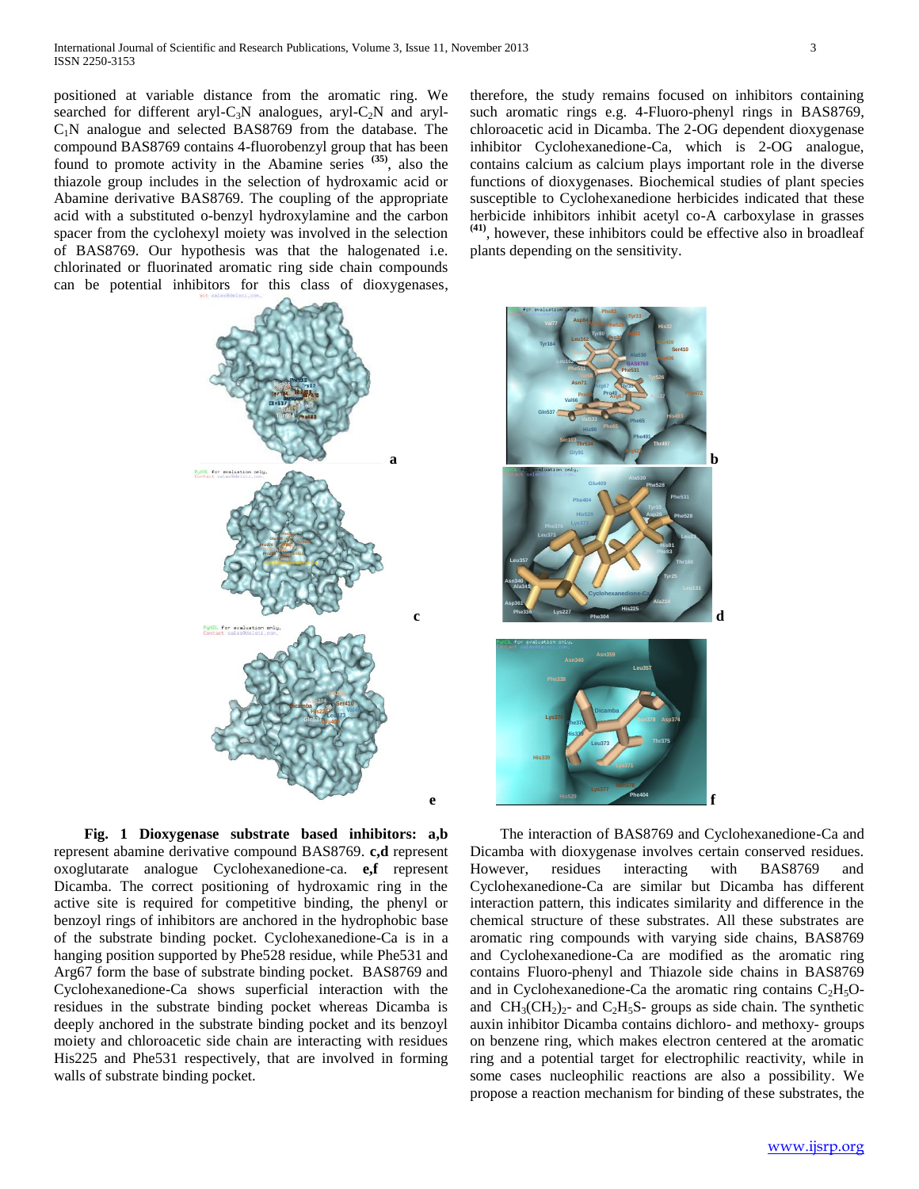positioned at variable distance from the aromatic ring. We searched for different aryl-$C_3N$ analogues, aryl-$C_2N$ and aryl-$C_1N$ analogue and selected BAS8769 from the database. The compound BAS8769 contains 4-fluorobenzyl group that has been found to promote activity in the Abamine series [35], also the thiazole group includes in the selection of hydroxamic acid or Abamine derivative BAS8769. The coupling of the appropriate acid with a substituted o-benzyl hydroxylamine and the carbon spacer from the cyclohexyl moiety was involved in the selection of BAS8769. Our hypothesis was that the halogenated i.e. chlorinated or fluorinated aromatic ring side chain compounds can be potential inhibitors for this class of dioxygenases, therefore, the study remains focused on inhibitors containing such aromatic rings e.g. 4-Fluoro-phenyl rings in BAS8769, chloroacetic acid in Dicamba. The 2-OG dependent dioxygenase inhibitor Cyclohexanedione-Ca, which is 2-OG analogue, contains calcium as calcium plays important role in the diverse functions of dioxygenases. Biochemical studies of plant species susceptible to Cyclohexanedione herbicides indicated that these herbicide inhibitors inhibit acetyl co-A carboxylase in grasses [41], however, these inhibitors could be effective also in broadleaf plants depending on the sensitivity.

**Fig. 1 Dioxygenase substrate based inhibitors: a,b** represent abamine derivative compound BAS8769. **c,d** represent oxoglutarate analogue Cyclohexanedione-ca. **e,f** represent Dicamba. The correct positioning of hydroxamic ring in the active site is required for competitive binding, the phenyl or benzoyl rings of inhibitors are anchored in the hydrophobic base of the substrate binding pocket. Cyclohexanedione-Ca is in a hanging position supported by Phe528 residue, while Phe531 and Arg67 form the base of substrate binding pocket. BAS8769 and Cyclohexanedione-Ca shows superficial interaction with the residues in the substrate binding pocket whereas Dicamba is deeply anchored in the substrate binding pocket and its benzoyl moiety and chloroacetic side chain are interacting with residues His225 and Phe531 respectively, that are involved in forming walls of substrate binding pocket.

The interaction of BAS8769 and Cyclohexanedione-Ca and Dicamba with dioxygenase involves certain conserved residues. However, residues interacting with BAS8769 and Cyclohexanedione-Ca are similar but Dicamba has different interaction pattern, this indicates similarity and difference in the chemical structure of these substrates. All these substrates are aromatic ring compounds with varying side chains, BAS8769 and Cyclohexanedione-Ca are modified as the aromatic ring contains Fluoro-phenyl and Thiazole side chains in BAS8769 and in Cyclohexanedione-Ca the aromatic ring contains $C_2H_5O$- and $CH_3(CH_2)_2$- and $C_2H_5S$- groups as side chain. The synthetic auxin inhibitor Dicamba contains dichloro- and methoxy- groups on benzene ring, which makes electron centered at the aromatic ring and a potential target for electrophilic reactivity, while in some cases nucleophilic reactions are also a possibility. We propose a reaction mechanism for binding of these substrates, the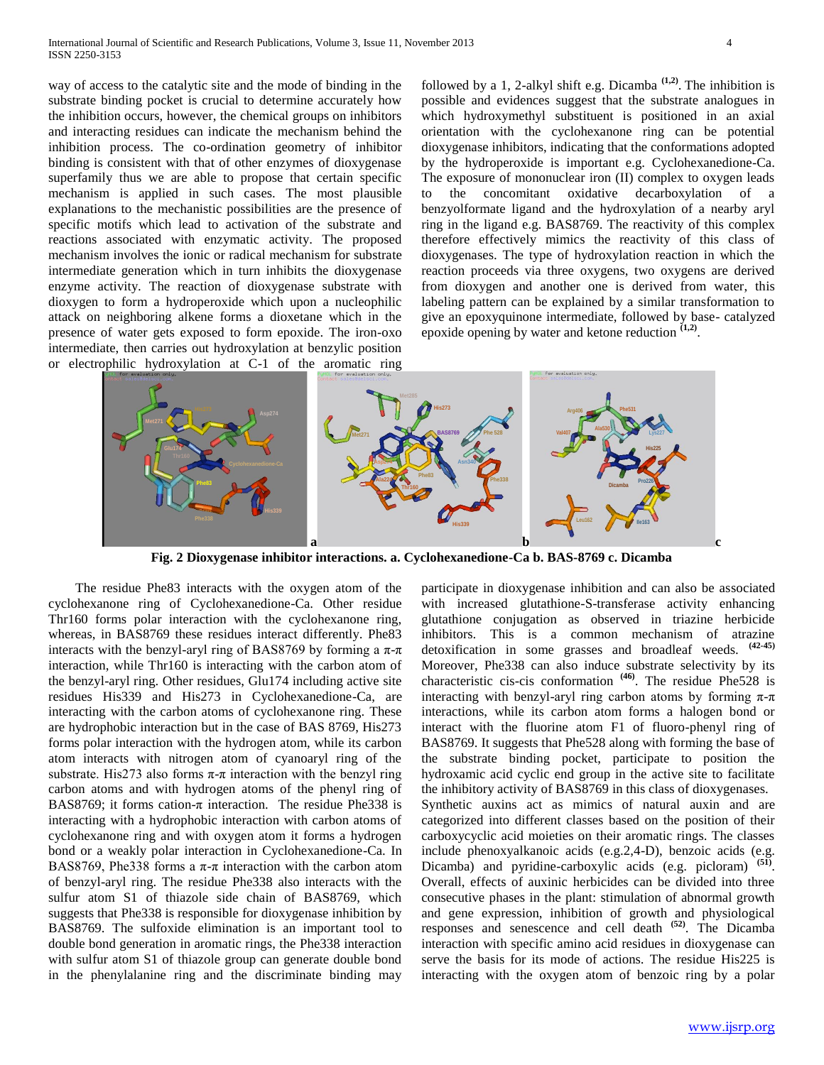way of access to the catalytic site and the mode of binding in the substrate binding pocket is crucial to determine accurately how the inhibition occurs, however, the chemical groups on inhibitors and interacting residues can indicate the mechanism behind the inhibition process. The co-ordination geometry of inhibitor binding is consistent with that of other enzymes of dioxygenase superfamily thus we are able to propose that certain specific mechanism is applied in such cases. The most plausible explanations to the mechanistic possibilities are the presence of specific motifs which lead to activation of the substrate and reactions associated with enzymatic activity. The proposed mechanism involves the ionic or radical mechanism for substrate intermediate generation which in turn inhibits the dioxygenase enzyme activity. The reaction of dioxygenase substrate with dioxygen to form a hydroperoxide which upon a nucleophilic attack on neighboring alkene forms a dioxetane which in the presence of water gets exposed to form epoxide. The iron-oxo intermediate, then carries out hydroxylation at benzylic position or electrophilic hydroxylation at C-1 of the aromatic ring followed by a 1, 2-alkyl shift e.g. Dicamba [1,2]. The inhibition is possible and evidences suggest that the substrate analogues in which hydroxymethyl substituent is positioned in an axial orientation with the cyclohexanone ring can be potential dioxygenase inhibitors, indicating that the conformations adopted by the hydroperoxide is important e.g. Cyclohexanedione-Ca. The exposure of mononuclear iron (II) complex to oxygen leads to the concomitant oxidative decarboxylation of a benzylformate ligand and the hydroxylation of a nearby aryl ring in the ligand e.g. BAS8769. The reactivity of this complex therefore effectively mimics the reactivity of this class of dioxygenases. The type of hydroxylation reaction in which the reaction proceeds via three oxygens, two oxygens are derived from dioxygen and another one is derived from water, this labeling pattern can be explained by a similar transformation to give an epoxyquinone intermediate, followed by base- catalyzed epoxide opening by water and ketone reduction [1,2].

**Fig. 2 Dioxygenase inhibitor interactions. a. Cyclohexanedione-Ca b. BAS-8769 c. Dicamba**

The residue Phe83 interacts with the oxygen atom of the cyclohexanone ring of Cyclohexanedione-Ca. Other residue Thr160 forms polar interaction with the cyclohexanone ring, whereas, in BAS8769 these residues interact differently. Phe83 interacts with the benzyl-aryl ring of BAS8769 by forming a $\pi$-$\pi$ interaction, while Thr160 is interacting with the carbon atom of the benzyl-aryl ring. Other residues, Glu174 including active site residues His339 and His273 in Cyclohexanedione-Ca, are interacting with the carbon atoms of cyclohexanone ring. These are hydrophobic interaction but in the case of BAS 8769, His273 forms polar interaction with the hydrogen atom, while its carbon atom interacts with nitrogen atom of cyanoaryl ring of the substrate. His273 also forms $\pi$-$\pi$ interaction with the benzyl ring carbon atoms and with hydrogen atoms of the phenyl ring of BAS8769; it forms cation-$\pi$ interaction. The residue Phe338 is interacting with a hydrophobic interaction with carbon atoms of cyclohexane ring and with oxygen atom it forms a hydrogen bond or a weakly polar interaction in Cyclohexanedione-Ca. In BAS8769, Phe338 forms a $\pi$-$\pi$ interaction with the carbon atom of benzyl-aryl ring. The residue Phe338 also interacts with the sulfur atom S1 of thiazole side chain of BAS8769, which suggests that Phe338 is responsible for dioxygenase inhibition by BAS8769. The sulfoxide elimination is an important tool to double bond generation in aromatic rings, the Phe338 interaction with sulfur atom S1 of thiazole group can generate double bond in the phenylalanine ring and the discriminate binding may participate in dioxygenase inhibition and can also be associated with increased glutathione-S-transferase activity enhancing glutathione conjugation as observed in triazine herbicide inhibitors. This is a common mechanism of atrazine detoxification in some grasses and broadleaf weeds. [42-45] Moreover, Phe338 can also induce substrate selectivity by its characteristic cis-cis conformation [46]. The residue Phe528 is interacting with benzyl-aryl ring carbon atoms by forming $\pi$-$\pi$ interactions, while its carbon atom forms a halogen bond or interact with the fluorine atom F1 of fluoro-phenyl ring of BAS8769. It suggests that Phe528 along with forming the base of the substrate binding pocket, participate to position the hydroxamic acid cyclic end group in the active site to facilitate the inhibitory activity of BAS8769 in this class of dioxygenases.

Synthetic auxins act as mimics of natural auxin and are categorized into different classes based on the position of their carboxycyclic acid moieties on their aromatic rings. The classes include phenoxyalkanoic acids (e.g.2,4-D), benzoic acids (e.g. Dicamba) and pyridine-carboxylic acids (e.g. picloram) [51]. Overall, effects of auxinic herbicides can be divided into three consecutive phases in the plant: stimulation of abnormal growth and gene expression, inhibition of growth and physiological responses and senescence and cell death [52]. The Dicamba interaction with specific amino acid residues in dioxygenase can serve the basis for its mode of actions. The residue His225 is interacting with the oxygen atom of benzoic ring by a polar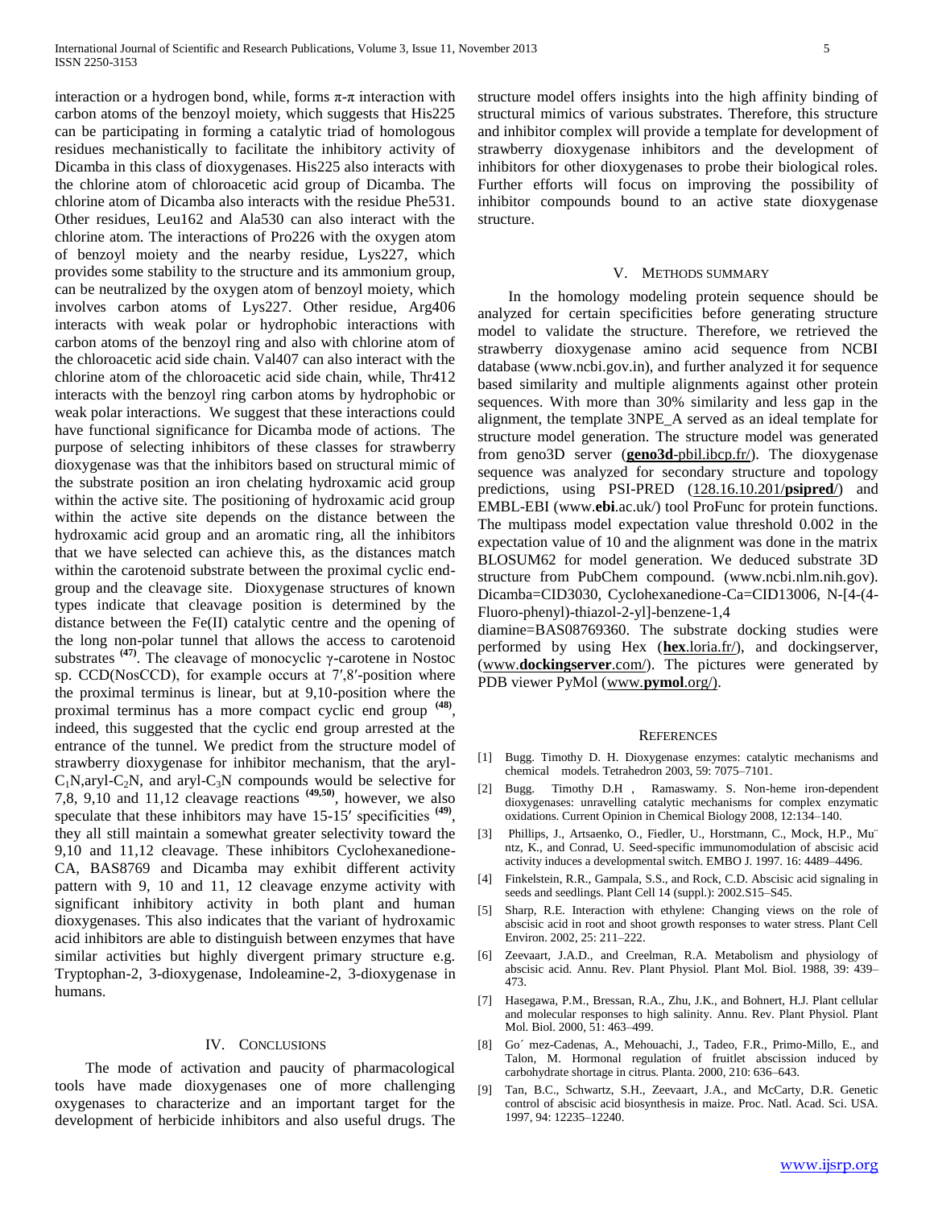interaction or a hydrogen bond, while, forms π-π interaction with carbon atoms of the benzoyl moiety, which suggests that His225 can be participating in forming a catalytic triad of homologous residues mechanistically to facilitate the inhibitory activity of Dicamba in this class of dioxygenases. His225 also interacts with the chlorine atom of chloroacetic acid group of Dicamba. The chlorine atom of Dicamba also interacts with the residue Phe531. Other residues, Leu162 and Ala530 can also interact with the chlorine atom. The interactions of Pro226 with the oxygen atom of benzoyl moiety and the nearby residue, Lys227, which provides some stability to the structure and its ammonium group, can be neutralized by the oxygen atom of benzoyl moiety, which involves carbon atoms of Lys227. Other residue, Arg406 interacts with weak polar or hydrophobic interactions with carbon atoms of the benzoyl ring and also with chlorine atom of the chloroacetic acid side chain. Val407 can also interact with the chlorine atom of the chloroacetic acid side chain, while, Thr412 interacts with the benzoyl ring carbon atoms by hydrophobic or weak polar interactions. We suggest that these interactions could have functional significance for Dicamba mode of actions. The purpose of selecting inhibitors of these classes for strawberry dioxygenase was that the inhibitors based on structural mimic of the substrate position an iron chelating hydroxamic acid group within the active site. The positioning of hydroxamic acid group within the active site depends on the distance between the hydroxamic acid group and an aromatic ring, all the inhibitors that we have selected can achieve this, as the distances match within the carotenoid substrate between the proximal cyclic end-group and the cleavage site. Dioxygenase structures of known types indicate that cleavage position is determined by the distance between the Fe(II) catalytic centre and the opening of the long non-polar tunnel that allows the access to carotenoid substrates [47]. The cleavage of monocyclic γ-carotene in Nostoc sp. CCD(NosCCD), for example occurs at 7′,8′-position where the proximal terminus is linear, but at 9,10-position where the proximal terminus has a more compact cyclic end group [48], indeed, this suggested that the cyclic end group arrested at the entrance of the tunnel. We predict from the structure model of strawberry dioxygenase for inhibitor mechanism, that the aryl-$C_1N$,aryl-$C_2N$, and aryl-$C_3N$ compounds would be selective for 7,8, 9,10 and 11,12 cleavage reactions [49,50], however, we also speculate that these inhibitors may have 15-15′ specificities [49], they all still maintain a somewhat greater selectivity toward the 9,10 and 11,12 cleavage. These inhibitors Cyclohexanedione-CA, BAS8769 and Dicamba may exhibit different activity pattern with 9, 10 and 11, 12 cleavage enzyme activity with significant inhibitory activity in both plant and human dioxygenases. This also indicates that the variant of hydroxamic acid inhibitors are able to distinguish between enzymes that have similar activities but highly divergent primary structure e.g. Tryptophan-2, 3-dioxygenase, Indoleamine-2, 3-dioxygenase in humans.

## IV. Conclusions

The mode of activation and paucity of pharmacological tools have made dioxygenases one of more challenging oxygenases to characterize and an important target for the development of herbicide inhibitors and also useful drugs. The structure model offers insights into the high affinity binding of structural mimics of various substrates. Therefore, this structure and inhibitor complex will provide a template for development of strawberry dioxygenase inhibitors and the development of inhibitors for other dioxygenases to probe their biological roles. Further efforts will focus on improving the possibility of inhibitor compounds bound to an active state dioxygenase structure.

## V. Methods Summary

In the homology modeling protein sequence should be analyzed for certain specificities before generating structure model to validate the structure. Therefore, we retrieved the strawberry dioxygenase amino acid sequence from NCBI database (www.ncbi.gov.in), and further analyzed it for sequence based similarity and multiple alignments against other protein sequences. With more than 30% similarity and less gap in the alignment, the template 3NPE_A served as an ideal template for structure model generation. The structure model was generated from geno3D server (**geno3d**-pbil.ibcp.fr/). The dioxygenase sequence was analyzed for secondary structure and topology predictions, using PSI-PRED (128.16.10.201/**psipred**/) and EMBL-EBI (www.**ebi**.ac.uk/) tool ProFunc for protein functions. The multipass model expectation value threshold 0.002 in the expectation value of 10 and the alignment was done in the matrix BLOSUM62 for model generation. We deduced substrate 3D structure from PubChem compound. (www.ncbi.nlm.nih.gov). Dicamba=CID3030, Cyclohexanedione-Ca=CID13006, N-[4-(4-Fluoro-phenyl)-thiazol-2-yl]-benzene-1,4 diamine=BAS08769360. The substrate docking studies were performed by using Hex (**hex**.loria.fr/), and dockingserver, (www.**dockingserver**.com/). The pictures were generated by PDB viewer PyMol (www.**pymol**.org/).

## References

[1] Bugg. Timothy D. H. Dioxygenase enzymes: catalytic mechanisms and chemical models. Tetrahedron 2003, 59: 7075–7101.

[2] Bugg. Timothy D.H , Ramaswamy. S. Non-heme iron-dependent dioxygenases: unravelling catalytic mechanisms for complex enzymatic oxidations. Current Opinion in Chemical Biology 2008, 12:134–140.

[3] Phillips, J., Artsaenko, O., Fiedler, U., Horstmann, C., Mock, H.P., Mu¨ ntz, K., and Conrad, U. Seed-specific immunomodulation of abscisic acid activity induces a developmental switch. EMBO J. 1997. 16: 4489–4496.

[4] Finkelstein, R.R., Gampala, S.S., and Rock, C.D. Abscisic acid signaling in seeds and seedlings. Plant Cell 14 (suppl.): 2002.S15–S45.

[5] Sharp, R.E. Interaction with ethylene: Changing views on the role of abscisic acid in root and shoot growth responses to water stress. Plant Cell Environ. 2002, 25: 211–222.

[6] Zeevaart, J.A.D., and Creelman, R.A. Metabolism and physiology of abscisic acid. Annu. Rev. Plant Physiol. Plant Mol. Biol. 1988, 39: 439–473.

[7] Hasegawa, P.M., Bressan, R.A., Zhu, J.K., and Bohnert, H.J. Plant cellular and molecular responses to high salinity. Annu. Rev. Plant Physiol. Plant Mol. Biol. 2000, 51: 463–499.

[8] Go´ mez-Cadenas, A., Mehouachi, J., Tadeo, F.R., Primo-Millo, E., and Talon, M. Hormonal regulation of fruitlet abscission induced by carbohydrate shortage in citrus. Planta. 2000, 210: 636–643.

[9] Tan, B.C., Schwartz, S.H., Zeevaart, J.A., and McCarty, D.R. Genetic control of abscisic acid biosynthesis in maize. Proc. Natl. Acad. Sci. USA. 1997, 94: 12235–12240.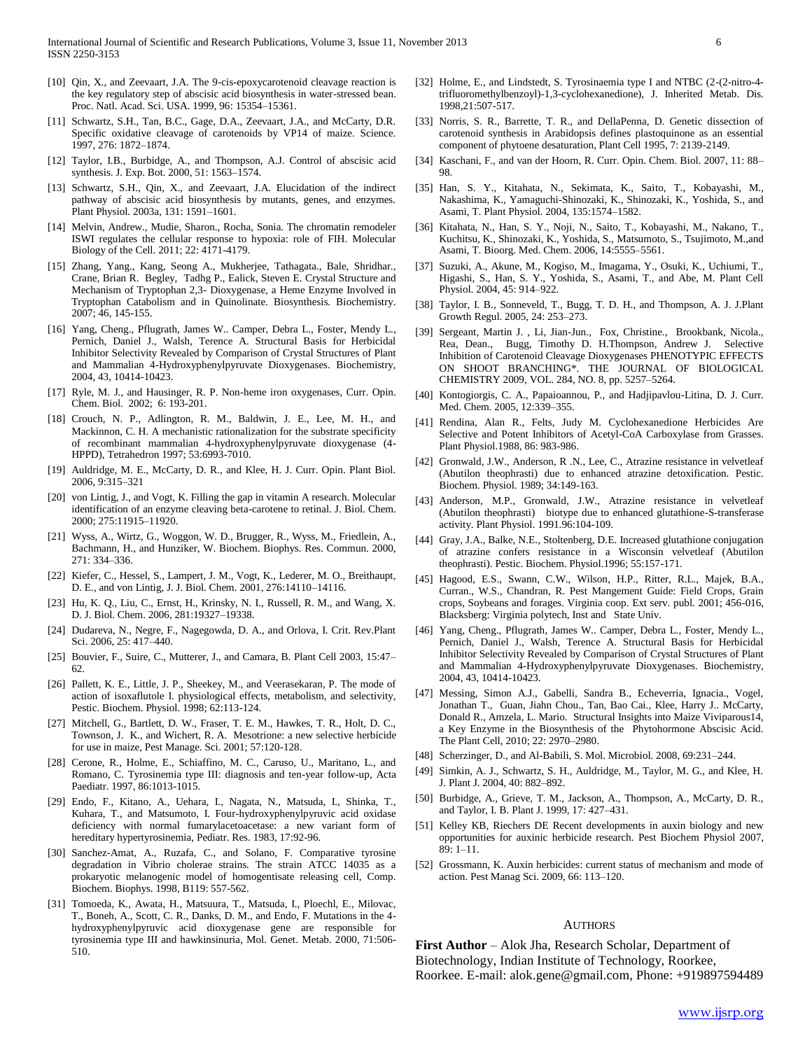[10] Qin, X., and Zeevaart, J.A. The 9-cis-epoxycarotenoid cleavage reaction is the key regulatory step of abscisic acid biosynthesis in water-stressed bean. Proc. Natl. Acad. Sci. USA. 1999, 96: 15354–15361.

[11] Schwartz, S.H., Tan, B.C., Gage, D.A., Zeevaart, J.A., and McCarty, D.R. Specific oxidative cleavage of carotenoids by VP14 of maize. Science. 1997, 276: 1872–1874.

[12] Taylor, I.B., Burbidge, A., and Thompson, A.J. Control of abscisic acid synthesis. J. Exp. Bot. 2000, 51: 1563–1574.

[13] Schwartz, S.H., Qin, X., and Zeevaart, J.A. Elucidation of the indirect pathway of abscisic acid biosynthesis by mutants, genes, and enzymes. Plant Physiol. 2003a, 131: 1591–1601.

[14] Melvin, Andrew., Mudie, Sharon., Rocha, Sonia. The chromatin remodeler ISWI regulates the cellular response to hypoxia: role of FIH. Molecular Biology of the Cell. 2011; 22: 4171-4179.

[15] Zhang, Yang., Kang, Seong A., Mukherjee, Tathagata., Bale, Shridhar., Crane, Brian R. Begley, Tadhg P., Ealick, Steven E. Crystal Structure and Mechanism of Tryptophan 2,3- Dioxygenase, a Heme Enzyme Involved in Tryptophan Catabolism and in Quinolinate. Biosynthesis. Biochemistry. 2007; 46, 145-155.

[16] Yang, Cheng., Pflugrath, James W.. Camper, Debra L., Foster, Mendy L., Pernich, Daniel J., Walsh, Terence A. Structural Basis for Herbicidal Inhibitor Selectivity Revealed by Comparison of Crystal Structures of Plant and Mammalian 4-Hydroxyphenylpyruvate Dioxygenases. Biochemistry, 2004, 43, 10414-10423.

[17] Ryle, M. J., and Hausinger, R. P. Non-heme iron oxygenases, Curr. Opin. Chem. Biol. 2002; 6: 193-201.

[18] Crouch, N. P., Adlington, R. M., Baldwin, J. E., Lee, M. H., and Mackinnon, C. H. A mechanistic rationalization for the substrate specificity of recombinant mammalian 4-hydroxyphenylpyruvate dioxygenase (4-HPPD), Tetrahedron 1997; 53:6993-7010.

[19] Auldridge, M. E., McCarty, D. R., and Klee, H. J. Curr. Opin. Plant Biol. 2006, 9:315–321

[20] von Lintig, J., and Vogt, K. Filling the gap in vitamin A research. Molecular identification of an enzyme cleaving beta-carotene to retinal. J. Biol. Chem. 2000; 275:11915–11920.

[21] Wyss, A., Wirtz, G., Woggon, W. D., Brugger, R., Wyss, M., Friedlein, A., Bachmann, H., and Hunziker, W. Biochem. Biophys. Res. Commun. 2000, 271: 334–336.

[22] Kiefer, C., Hessel, S., Lampert, J. M., Vogt, K., Lederer, M. O., Breithaupt, D. E., and von Lintig, J. J. Biol. Chem. 2001, 276:14110–14116.

[23] Hu, K. Q., Liu, C., Ernst, H., Krinsky, N. I., Russell, R. M., and Wang, X. D. J. Biol. Chem. 2006, 281:19327–19338.

[24] Dudareva, N., Negre, F., Nagegowda, D. A., and Orlova, I. Crit. Rev.Plant Sci. 2006, 25: 417–440.

[25] Bouvier, F., Suire, C., Mutterer, J., and Camara, B. Plant Cell 2003, 15:47–62.

[26] Pallett, K. E., Little, J. P., Sheekey, M., and Veerasekaran, P. The mode of action of isoxaflutole I. physiological effects, metabolism, and selectivity, Pestic. Biochem. Physiol. 1998; 62:113-124.

[27] Mitchell, G., Bartlett, D. W., Fraser, T. E. M., Hawkes, T. R., Holt, D. C., Townson, J. K., and Wichert, R. A. Mesotrione: a new selective herbicide for use in maize, Pest Manage. Sci. 2001; 57:120-128.

[28] Cerone, R., Holme, E., Schiaffino, M. C., Caruso, U., Maritano, L., and Romano, C. Tyrosinemia type III: diagnosis and ten-year follow-up, Acta Paediatr. 1997, 86:1013-1015.

[29] Endo, F., Kitano, A., Uehara, I., Nagata, N., Matsuda, I., Shinka, T., Kuhara, T., and Matsumoto, I. Four-hydroxyphenylpyruvic acid oxidase deficiency with normal fumarylacetoacetase: a new variant form of hereditary hypertyrosinemia, Pediatr. Res. 1983, 17:92-96.

[30] Sanchez-Amat, A., Ruzafa, C., and Solano, F. Comparative tyrosine degradation in Vibrio cholerae strains. The strain ATCC 14035 as a prokaryotic melanogenic model of homogentisate releasing cell, Comp. Biochem. Biophys. 1998, B119: 557-562.

[31] Tomoeda, K., Awata, H., Matsuura, T., Matsuda, I., Ploechl, E., Milovac, T., Boneh, A., Scott, C. R., Danks, D. M., and Endo, F. Mutations in the 4-hydroxyphenylpyruvic acid dioxygenase gene are responsible for tyrosinemia type III and hawkinsinuria, Mol. Genet. Metab. 2000, 71:506-510.

[32] Holme, E., and Lindstedt, S. Tyrosinaemia type I and NTBC (2-(2-nitro-4-trifluoromethylbenzoyl)-1,3-cyclohexanedione), J. Inherited Metab. Dis. 1998,21:507-517.

[33] Norris, S. R., Barrette, T. R., and DellaPenna, D. Genetic dissection of carotenoid synthesis in Arabidopsis defines plastoquinone as an essential component of phytoene desaturation, Plant Cell 1995, 7: 2139-2149.

[34] Kaschani, F., and van der Hoorn, R. Curr. Opin. Chem. Biol. 2007, 11: 88–98.

[35] Han, S. Y., Kitahata, N., Sekimata, K., Saito, T., Kobayashi, M., Nakashima, K., Yamaguchi-Shinozaki, K., Shinozaki, K., Yoshida, S., and Asami, T. Plant Physiol. 2004, 135:1574–1582.

[36] Kitahata, N., Han, S. Y., Noji, N., Saito, T., Kobayashi, M., Nakano, T., Kuchitsu, K., Shinozaki, K., Yoshida, S., Matsumoto, S., Tsujimoto, M.,and Asami, T. Bioorg. Med. Chem. 2006, 14:5555–5561.

[37] Suzuki, A., Akune, M., Kogiso, M., Imagama, Y., Osuki, K., Uchiumi, T., Higashi, S., Han, S. Y., Yoshida, S., Asami, T., and Abe, M. Plant Cell Physiol. 2004, 45: 914–922.

[38] Taylor, I. B., Sonneveld, T., Bugg, T. D. H., and Thompson, A. J. J.Plant Growth Regul. 2005, 24: 253–273.

[39] Sergeant, Martin J. , Li, Jian-Jun., Fox, Christine., Brookbank, Nicola., Rea, Dean., Bugg, Timothy D. H.Thompson, Andrew J. Selective Inhibition of Carotenoid Cleavage Dioxygenases PHENOTYPIC EFFECTS ON SHOOT BRANCHING*. THE JOURNAL OF BIOLOGICAL CHEMISTRY 2009, VOL. 284, NO. 8, pp. 5257–5264.

[40] Kontogiorgis, C. A., Papaioannou, P., and Hadjipavlou-Litina, D. J. Curr. Med. Chem. 2005, 12:339–355.

[41] Rendina, Alan R., Felts, Judy M. Cyclohexanedione Herbicides Are Selective and Potent Inhibitors of Acetyl-CoA Carboxylase from Grasses. Plant Physiol.1988, 86: 983-986.

[42] Gronwald, J.W., Anderson, R .N., Lee, C., Atrazine resistance in velvetleaf (Abutilon theophrasti) due to enhanced atrazine detoxification. Pestic. Biochem. Physiol. 1989; 34:149-163.

[43] Anderson, M.P., Gronwald, J.W., Atrazine resistance in velvetleaf (Abutilon theophrasti) biotype due to enhanced glutathione-S-transferase activity. Plant Physiol. 1991.96:104-109.

[44] Gray, J.A., Balke, N.E., Stoltenberg, D.E. Increased glutathione conjugation of atrazine confers resistance in a Wisconsin velvetleaf (Abutilon theophrasti). Pestic. Biochem. Physiol.1996; 55:157-171.

[45] Hagood, E.S., Swann, C.W., Wilson, H.P., Ritter, R.L., Majek, B.A., Curran., W.S., Chandran, R. Pest Mangement Guide: Field Crops, Grain crops, Soybeans and forages. Virginia coop. Ext serv. publ. 2001; 456-016, Blacksberg: Virginia polytech, Inst and State Univ.

[46] Yang, Cheng., Pflugrath, James W.. Camper, Debra L., Foster, Mendy L., Pernich, Daniel J., Walsh, Terence A. Structural Basis for Herbicidal Inhibitor Selectivity Revealed by Comparison of Crystal Structures of Plant and Mammalian 4-Hydroxyphenylpyruvate Dioxygenases. Biochemistry, 2004, 43, 10414-10423.

[47] Messing, Simon A.J., Gabelli, Sandra B., Echeverria, Ignacia., Vogel, Jonathan T., Guan, Jiahn Chou., Tan, Bao Cai., Klee, Harry J.. McCarty, Donald R., Amzela, L. Mario. Structural Insights into Maize Viviparous14, a Key Enzyme in the Biosynthesis of the Phytohormone Abscisic Acid. The Plant Cell, 2010; 22: 2970–2980.

[48] Scherzinger, D., and Al-Babili, S. Mol. Microbiol. 2008, 69:231–244.

[49] Simkin, A. J., Schwartz, S. H., Auldridge, M., Taylor, M. G., and Klee, H. J. Plant J. 2004, 40: 882–892.

[50] Burbidge, A., Grieve, T. M., Jackson, A., Thompson, A., McCarty, D. R., and Taylor, I. B. Plant J. 1999, 17: 427–431.

[51] Kelley KB, Riechers DE Recent developments in auxin biology and new opportunities for auxinic herbicide research. Pest Biochem Physiol 2007, 89: 1–11.

[52] Grossmann, K. Auxin herbicides: current status of mechanism and mode of action. Pest Manag Sci. 2009, 66: 113–120.

## AUTHORS

**First Author** – Alok Jha, Research Scholar, Department of Biotechnology, Indian Institute of Technology, Roorkee, Roorkee. E-mail: alok.gene@gmail.com, Phone: +919897594489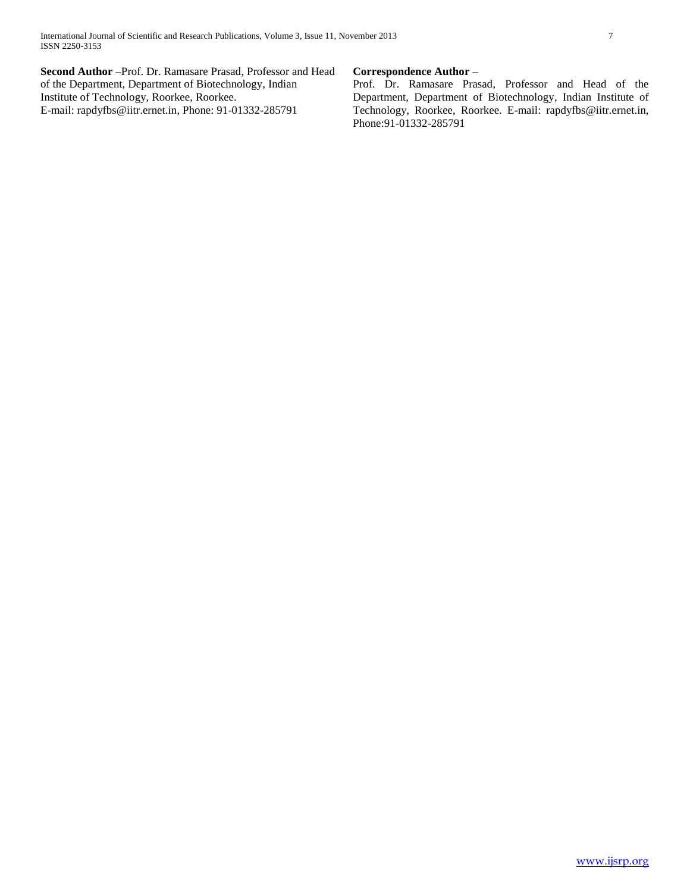**Second Author** –Prof. Dr. Ramasare Prasad, Professor and Head of the Department, Department of Biotechnology, Indian Institute of Technology, Roorkee, Roorkee.
E-mail: rapdyfbs@iitr.ernet.in, Phone: 91-01332-285791

**Correspondence Author** –
Prof. Dr. Ramasare Prasad, Professor and Head of the Department, Department of Biotechnology, Indian Institute of Technology, Roorkee, Roorkee. E-mail: rapdyfbs@iitr.ernet.in, Phone:91-01332-285791